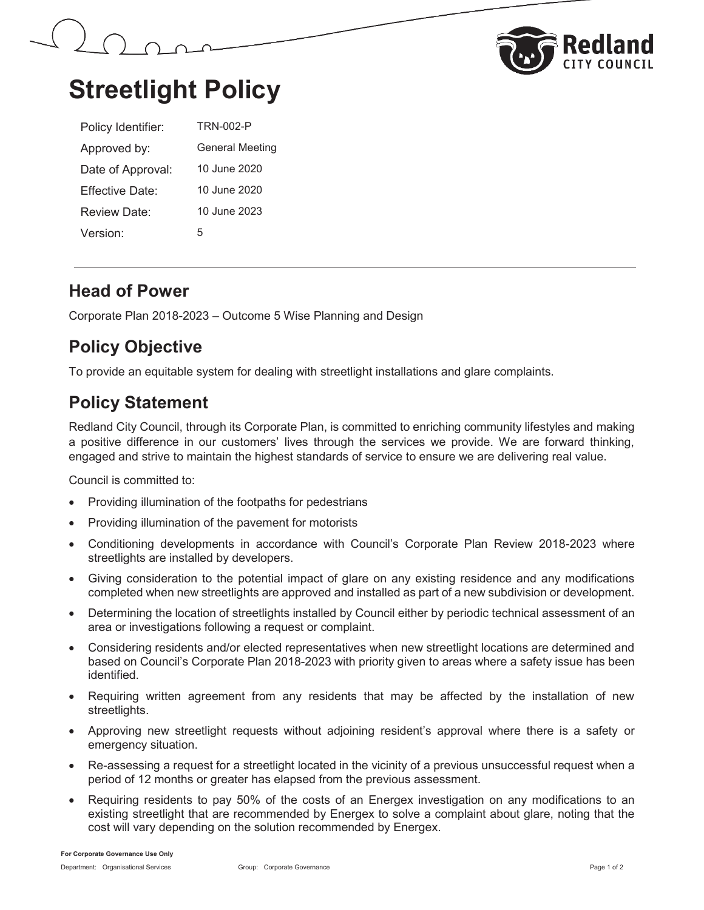# Streetlight Policy

| | |
|---|---|
| Policy Identifier: | TRN-002-P |
| Approved by: | General Meeting |
| Date of Approval: | 10 June 2020 |
| Effective Date: | 10 June 2020 |
| Review Date: | 10 June 2023 |
| Version: | 5 |

## Head of Power

Corporate Plan 2018-2023 – Outcome 5 Wise Planning and Design

## Policy Objective

To provide an equitable system for dealing with streetlight installations and glare complaints.

## Policy Statement

Redland City Council, through its Corporate Plan, is committed to enriching community lifestyles and making a positive difference in our customers' lives through the services we provide. We are forward thinking, engaged and strive to maintain the highest standards of service to ensure we are delivering real value.

Council is committed to:

- Providing illumination of the footpaths for pedestrians
- Providing illumination of the pavement for motorists
- Conditioning developments in accordance with Council's Corporate Plan Review 2018-2023 where streetlights are installed by developers.
- Giving consideration to the potential impact of glare on any existing residence and any modifications completed when new streetlights are approved and installed as part of a new subdivision or development.
- Determining the location of streetlights installed by Council either by periodic technical assessment of an area or investigations following a request or complaint.
- Considering residents and/or elected representatives when new streetlight locations are determined and based on Council's Corporate Plan 2018-2023 with priority given to areas where a safety issue has been identified.
- Requiring written agreement from any residents that may be affected by the installation of new streetlights.
- Approving new streetlight requests without adjoining resident's approval where there is a safety or emergency situation.
- Re-assessing a request for a streetlight located in the vicinity of a previous unsuccessful request when a period of 12 months or greater has elapsed from the previous assessment.
- Requiring residents to pay 50% of the costs of an Energex investigation on any modifications to an existing streetlight that are recommended by Energex to solve a complaint about glare, noting that the cost will vary depending on the solution recommended by Energex.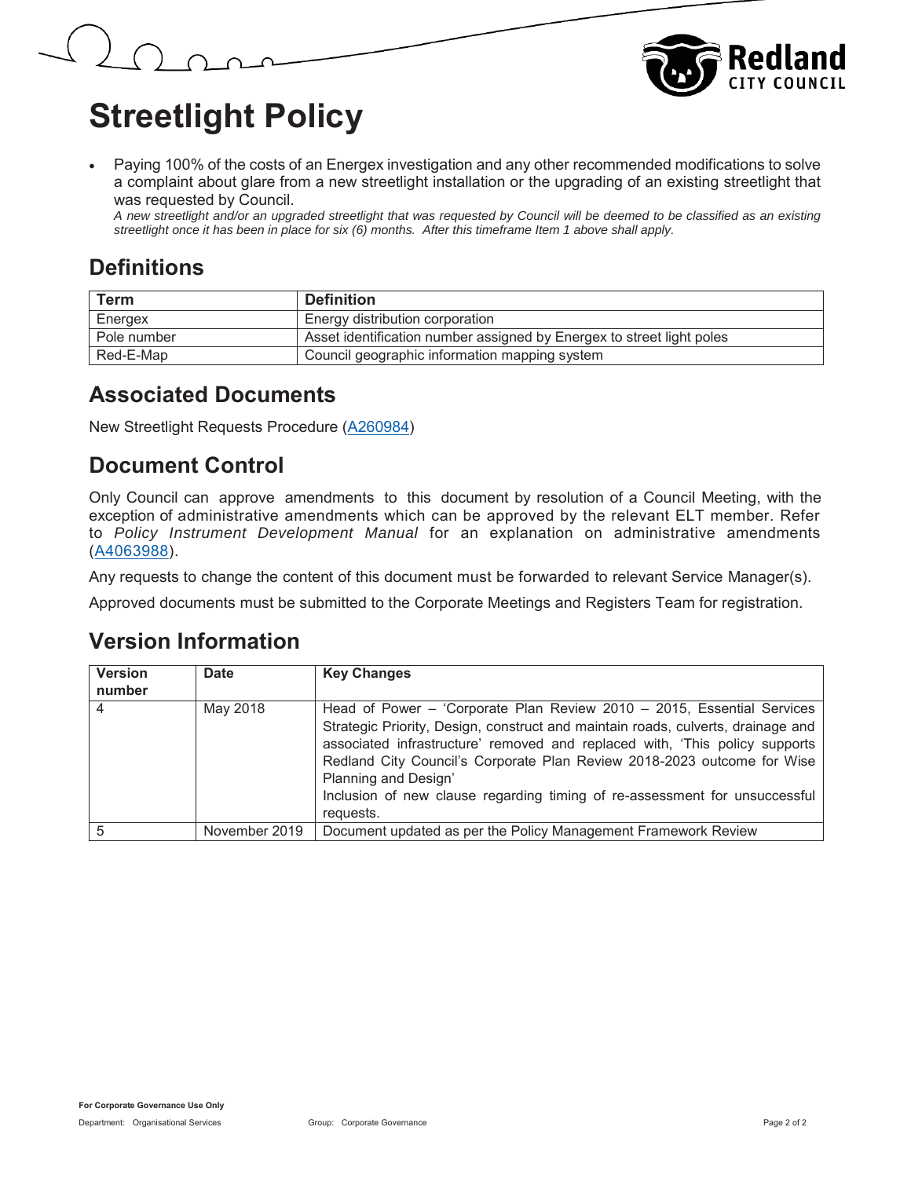# Streetlight Policy

- Paying 100% of the costs of an Energex investigation and any other recommended modifications to solve a complaint about glare from a new streetlight installation or the upgrading of an existing streetlight that was requested by Council.
  *A new streetlight and/or an upgraded streetlight that was requested by Council will be deemed to be classified as an existing streetlight once it has been in place for six (6) months. After this timeframe Item 1 above shall apply.*

## Definitions

| Term | Definition |
|---|---|
| Energex | Energy distribution corporation |
| Pole number | Asset identification number assigned by Energex to street light poles |
| Red-E-Map | Council geographic information mapping system |

## Associated Documents

New Streetlight Requests Procedure (A260984)

## Document Control

Only Council can approve amendments to this document by resolution of a Council Meeting, with the exception of administrative amendments which can be approved by the relevant ELT member. Refer to *Policy Instrument Development Manual* for an explanation on administrative amendments (A4063988).

Any requests to change the content of this document must be forwarded to relevant Service Manager(s).

Approved documents must be submitted to the Corporate Meetings and Registers Team for registration.

## Version Information

| Version number | Date | Key Changes |
|---|---|---|
| 4 | May 2018 | Head of Power – 'Corporate Plan Review 2010 – 2015, Essential Services Strategic Priority, Design, construct and maintain roads, culverts, drainage and associated infrastructure' removed and replaced with, 'This policy supports Redland City Council's Corporate Plan Review 2018-2023 outcome for Wise Planning and Design'<br>Inclusion of new clause regarding timing of re-assessment for unsuccessful requests. |
| 5 | November 2019 | Document updated as per the Policy Management Framework Review |

**For Corporate Governance Use Only**

Department: Organisational Services    Group: Corporate Governance